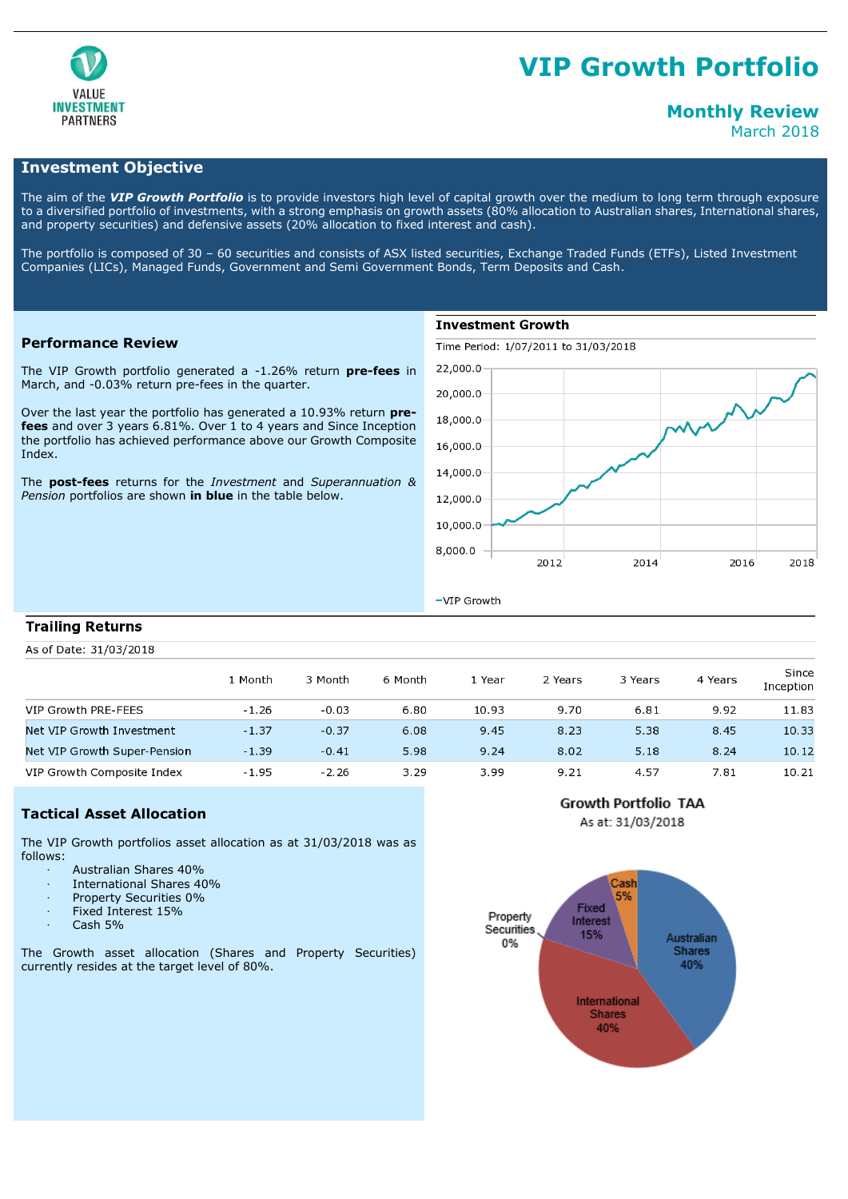# VIP Growth Portfolio

## Monthly Review

March 2018

## Investment Objective

The aim of the ***VIP Growth Portfolio*** is to provide investors high level of capital growth over the medium to long term through exposure to a diversified portfolio of investments, with a strong emphasis on growth assets (80% allocation to Australian shares, International shares, and property securities) and defensive assets (20% allocation to fixed interest and cash).

The portfolio is composed of 30 – 60 securities and consists of ASX listed securities, Exchange Traded Funds (ETFs), Listed Investment Companies (LICs), Managed Funds, Government and Semi Government Bonds, Term Deposits and Cash.

## Performance Review

The VIP Growth portfolio generated a -1.26% return **pre-fees** in March, and -0.03% return pre-fees in the quarter.

Over the last year the portfolio has generated a 10.93% return **pre-fees** and over 3 years 6.81%. Over 1 to 4 years and Since Inception the portfolio has achieved performance above our Growth Composite Index.

The **post-fees** returns for the *Investment* and *Superannuation & Pension* portfolios are shown **in blue** in the table below.

### Investment Growth

Time Period: 1/07/2011 to 31/03/2018

—VIP Growth

## Trailing Returns

As of Date: 31/03/2018

| | 1 Month | 3 Month | 6 Month | 1 Year | 2 Years | 3 Years | 4 Years | Since Inception |
|---|---|---|---|---|---|---|---|---|
| VIP Growth PRE-FEES | -1.26 | -0.03 | 6.80 | 10.93 | 9.70 | 6.81 | 9.92 | 11.83 |
| Net VIP Growth Investment | -1.37 | -0.37 | 6.08 | 9.45 | 8.23 | 5.38 | 8.45 | 10.33 |
| Net VIP Growth Super-Pension | -1.39 | -0.41 | 5.98 | 9.24 | 8.02 | 5.18 | 8.24 | 10.12 |
| VIP Growth Composite Index | -1.95 | -2.26 | 3.29 | 3.99 | 9.21 | 4.57 | 7.81 | 10.21 |

## Tactical Asset Allocation

The VIP Growth portfolios asset allocation as at 31/03/2018 was as follows:

- Australian Shares 40%
- International Shares 40%
- Property Securities 0%
- Fixed Interest 15%
- Cash 5%

The Growth asset allocation (Shares and Property Securities) currently resides at the target level of 80%.

### Growth Portfolio TAA

As at: 31/03/2018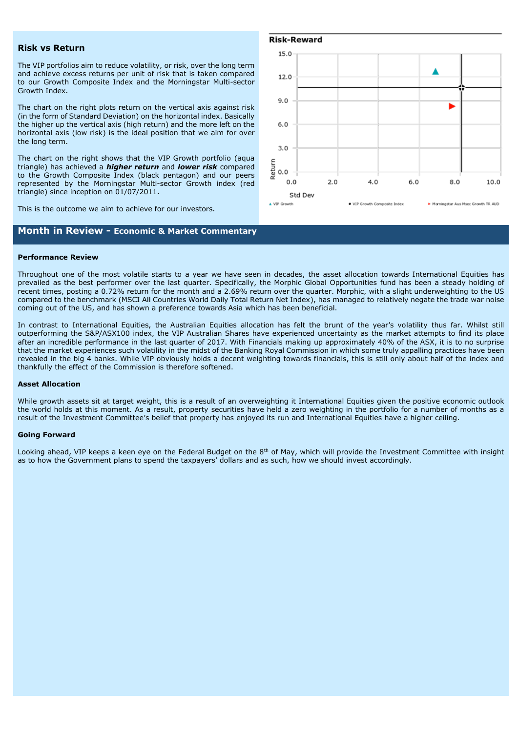## Risk vs Return

The VIP portfolios aim to reduce volatility, or risk, over the long term and achieve excess returns per unit of risk that is taken compared to our Growth Composite Index and the Morningstar Multi-sector Growth Index.

The chart on the right plots return on the vertical axis against risk (in the form of Standard Deviation) on the horizontal index. Basically the higher up the vertical axis (high return) and the more left on the horizontal axis (low risk) is the ideal position that we aim for over the long term.

The chart on the right shows that the VIP Growth portfolio (aqua triangle) has achieved a ***higher return*** and ***lower risk*** compared to the Growth Composite Index (black pentagon) and our peers represented by the Morningstar Multi-sector Growth index (red triangle) since inception on 01/07/2011.

This is the outcome we aim to achieve for our investors.

**Risk-Reward**

Return

15.0
12.0
9.0
6.0
3.0
0.0

0.0 2.0 4.0 6.0 8.0 10.0

Std Dev

VIP Growth
VIP Growth Composite Index
Morningstar Aus Msec Growth TR AUD

## Month in Review - Economic & Market Commentary

### Performance Review

Throughout one of the most volatile starts to a year we have seen in decades, the asset allocation towards International Equities has prevailed as the best performer over the last quarter. Specifically, the Morphic Global Opportunities fund has been a steady holding of recent times, posting a 0.72% return for the month and a 2.69% return over the quarter. Morphic, with a slight underweighting to the US compared to the benchmark (MSCI All Countries World Daily Total Return Net Index), has managed to relatively negate the trade war noise coming out of the US, and has shown a preference towards Asia which has been beneficial.

In contrast to International Equities, the Australian Equities allocation has felt the brunt of the year's volatility thus far. Whilst still outperforming the S&P/ASX100 index, the VIP Australian Shares have experienced uncertainty as the market attempts to find its place after an incredible performance in the last quarter of 2017. With Financials making up approximately 40% of the ASX, it is to no surprise that the market experiences such volatility in the midst of the Banking Royal Commission in which some truly appalling practices have been revealed in the big 4 banks. While VIP obviously holds a decent weighting towards financials, this is still only about half of the index and thankfully the effect of the Commission is therefore softened.

### Asset Allocation

While growth assets sit at target weight, this is a result of an overweighting it International Equities given the positive economic outlook the world holds at this moment. As a result, property securities have held a zero weighting in the portfolio for a number of months as a result of the Investment Committee's belief that property has enjoyed its run and International Equities have a higher ceiling.

### Going Forward

Looking ahead, VIP keeps a keen eye on the Federal Budget on the 8th of May, which will provide the Investment Committee with insight as to how the Government plans to spend the taxpayers' dollars and as such, how we should invest accordingly.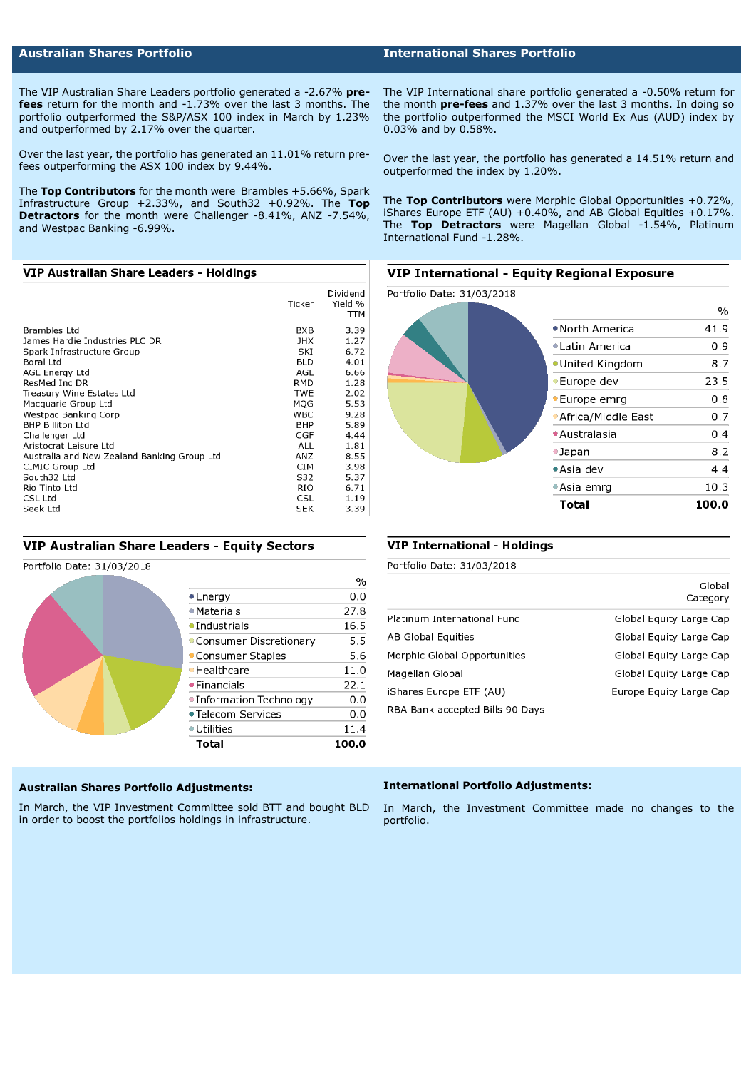## Australian Shares Portfolio

The VIP Australian Share Leaders portfolio generated a -2.67% **pre-fees** return for the month and -1.73% over the last 3 months. The portfolio outperformed the S&P/ASX 100 index in March by 1.23% and outperformed by 2.17% over the quarter.

Over the last year, the portfolio has generated an 11.01% return pre-fees outperforming the ASX 100 index by 9.44%.

The **Top Contributors** for the month were Brambles +5.66%, Spark Infrastructure Group +2.33%, and South32 +0.92%. The **Top Detractors** for the month were Challenger -8.41%, ANZ -7.54%, and Westpac Banking -6.99%.

### VIP Australian Share Leaders - Holdings

| | Ticker | Dividend Yield % TTM |
|---|---|---|
| Brambles Ltd | BXB | 3.39 |
| James Hardie Industries PLC DR | JHX | 1.27 |
| Spark Infrastructure Group | SKI | 6.72 |
| Boral Ltd | BLD | 4.01 |
| AGL Energy Ltd | AGL | 6.66 |
| ResMed Inc DR | RMD | 1.28 |
| Treasury Wine Estates Ltd | TWE | 2.02 |
| Macquarie Group Ltd | MQG | 5.53 |
| Westpac Banking Corp | WBC | 9.28 |
| BHP Billiton Ltd | BHP | 5.89 |
| Challenger Ltd | CGF | 4.44 |
| Aristocrat Leisure Ltd | ALL | 1.81 |
| Australia and New Zealand Banking Group Ltd | ANZ | 8.55 |
| CIMIC Group Ltd | CIM | 3.98 |
| South32 Ltd | S32 | 5.37 |
| Rio Tinto Ltd | RIO | 6.71 |
| CSL Ltd | CSL | 1.19 |
| Seek Ltd | SEK | 3.39 |

### VIP Australian Share Leaders - Equity Sectors

Portfolio Date: 31/03/2018

| | % |
|---|---|
| Energy | 0.0 |
| Materials | 27.8 |
| Industrials | 16.5 |
| Consumer Discretionary | 5.5 |
| Consumer Staples | 5.6 |
| Healthcare | 11.0 |
| Financials | 22.1 |
| Information Technology | 0.0 |
| Telecom Services | 0.0 |
| Utilities | 11.4 |
| **Total** | **100.0** |

### Australian Shares Portfolio Adjustments:

In March, the VIP Investment Committee sold BTT and bought BLD in order to boost the portfolios holdings in infrastructure.

## International Shares Portfolio

The VIP International share portfolio generated a -0.50% return for the month **pre-fees** and 1.37% over the last 3 months. In doing so the portfolio outperformed the MSCI World Ex Aus (AUD) index by 0.03% and by 0.58%.

Over the last year, the portfolio has generated a 14.51% return and outperformed the index by 1.20%.

The **Top Contributors** were Morphic Global Opportunities +0.72%, iShares Europe ETF (AU) +0.40%, and AB Global Equities +0.17%. The **Top Detractors** were Magellan Global -1.54%, Platinum International Fund -1.28%.

### VIP International - Equity Regional Exposure

Portfolio Date: 31/03/2018

| | % |
|---|---|
| North America | 41.9 |
| Latin America | 0.9 |
| United Kingdom | 8.7 |
| Europe dev | 23.5 |
| Europe emrg | 0.8 |
| Africa/Middle East | 0.7 |
| Australasia | 0.4 |
| Japan | 8.2 |
| Asia dev | 4.4 |
| Asia emrg | 10.3 |
| **Total** | **100.0** |

### VIP International - Holdings

Portfolio Date: 31/03/2018

| | Global Category |
|---|---|
| Platinum International Fund | Global Equity Large Cap |
| AB Global Equities | Global Equity Large Cap |
| Morphic Global Opportunities | Global Equity Large Cap |
| Magellan Global | Global Equity Large Cap |
| iShares Europe ETF (AU) | Europe Equity Large Cap |
| RBA Bank accepted Bills 90 Days | |

### International Portfolio Adjustments:

In March, the Investment Committee made no changes to the portfolio.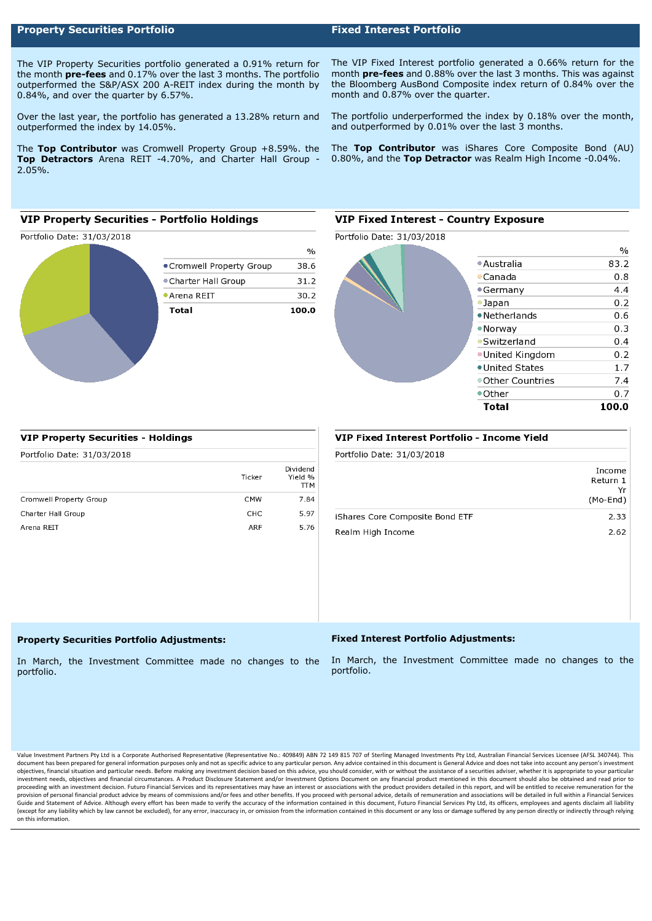## Property Securities Portfolio

The VIP Property Securities portfolio generated a 0.91% return for the month **pre-fees** and 0.17% over the last 3 months. The portfolio outperformed the S&P/ASX 200 A-REIT index during the month by 0.84%, and over the quarter by 6.57%.

Over the last year, the portfolio has generated a 13.28% return and outperformed the index by 14.05%.

The **Top Contributor** was Cromwell Property Group +8.59%. the **Top Detractors** Arena REIT -4.70%, and Charter Hall Group -2.05%.

## Fixed Interest Portfolio

The VIP Fixed Interest portfolio generated a 0.66% return for the month **pre-fees** and 0.88% over the last 3 months. This was against the Bloomberg AusBond Composite index return of 0.84% over the month and 0.87% over the quarter.

The portfolio underperformed the index by 0.18% over the month, and outperformed by 0.01% over the last 3 months.

The **Top Contributor** was iShares Core Composite Bond (AU) 0.80%, and the **Top Detractor** was Realm High Income -0.04%.

### VIP Property Securities - Portfolio Holdings

Portfolio Date: 31/03/2018

| | % |
|---|---|
| Cromwell Property Group | 38.6 |
| Charter Hall Group | 31.2 |
| Arena REIT | 30.2 |
| **Total** | **100.0** |

### VIP Fixed Interest - Country Exposure

Portfolio Date: 31/03/2018

| | % |
|---|---|
| Australia | 83.2 |
| Canada | 0.8 |
| Germany | 4.4 |
| Japan | 0.2 |
| Netherlands | 0.6 |
| Norway | 0.3 |
| Switzerland | 0.4 |
| United Kingdom | 0.2 |
| United States | 1.7 |
| Other Countries | 7.4 |
| Other | 0.7 |
| **Total** | **100.0** |

### VIP Property Securities - Holdings

Portfolio Date: 31/03/2018

| | Ticker | Dividend Yield % TTM |
|---|---|---|
| Cromwell Property Group | CMW | 7.84 |
| Charter Hall Group | CHC | 5.97 |
| Arena REIT | ARF | 5.76 |

### VIP Fixed Interest Portfolio - Income Yield

Portfolio Date: 31/03/2018

| | Income Return 1 Yr (Mo-End) |
|---|---|
| iShares Core Composite Bond ETF | 2.33 |
| Realm High Income | 2.62 |

### Property Securities Portfolio Adjustments:

In March, the Investment Committee made no changes to the portfolio.

### Fixed Interest Portfolio Adjustments:

In March, the Investment Committee made no changes to the portfolio.

Value Investment Partners Pty Ltd is a Corporate Authorised Representative (Representative No.: 409849) ABN 72 149 815 707 of Sterling Managed Investments Pty Ltd, Australian Financial Services Licensee (AFSL 340744). This document has been prepared for general information purposes only and not as specific advice to any particular person. Any advice contained in this document is General Advice and does not take into account any person's investment objectives, financial situation and particular needs. Before making any investment decision based on this advice, you should consider, with or without the assistance of a securities adviser, whether it is appropriate to your particular investment needs, objectives and financial circumstances. A Product Disclosure Statement and/or Investment Options Document on any financial product mentioned in this document should also be obtained and read prior to proceeding with an investment decision. Futuro Financial Services and its representatives may have an interest or associations with the product providers detailed in this report, and will be entitled to receive remuneration for the provision of personal financial product advice by means of commissions and/or fees and other benefits. If you proceed with personal advice, details of remuneration and associations will be detailed in full within a Financial Services Guide and Statement of Advice. Although every effort has been made to verify the accuracy of the information contained in this document, Futuro Financial Services Pty Ltd, its officers, employees and agents disclaim all liability (except for any liability which by law cannot be excluded), for any error, inaccuracy in, or omission from the information contained in this document or any loss or damage suffered by any person directly or indirectly through relying on this information.